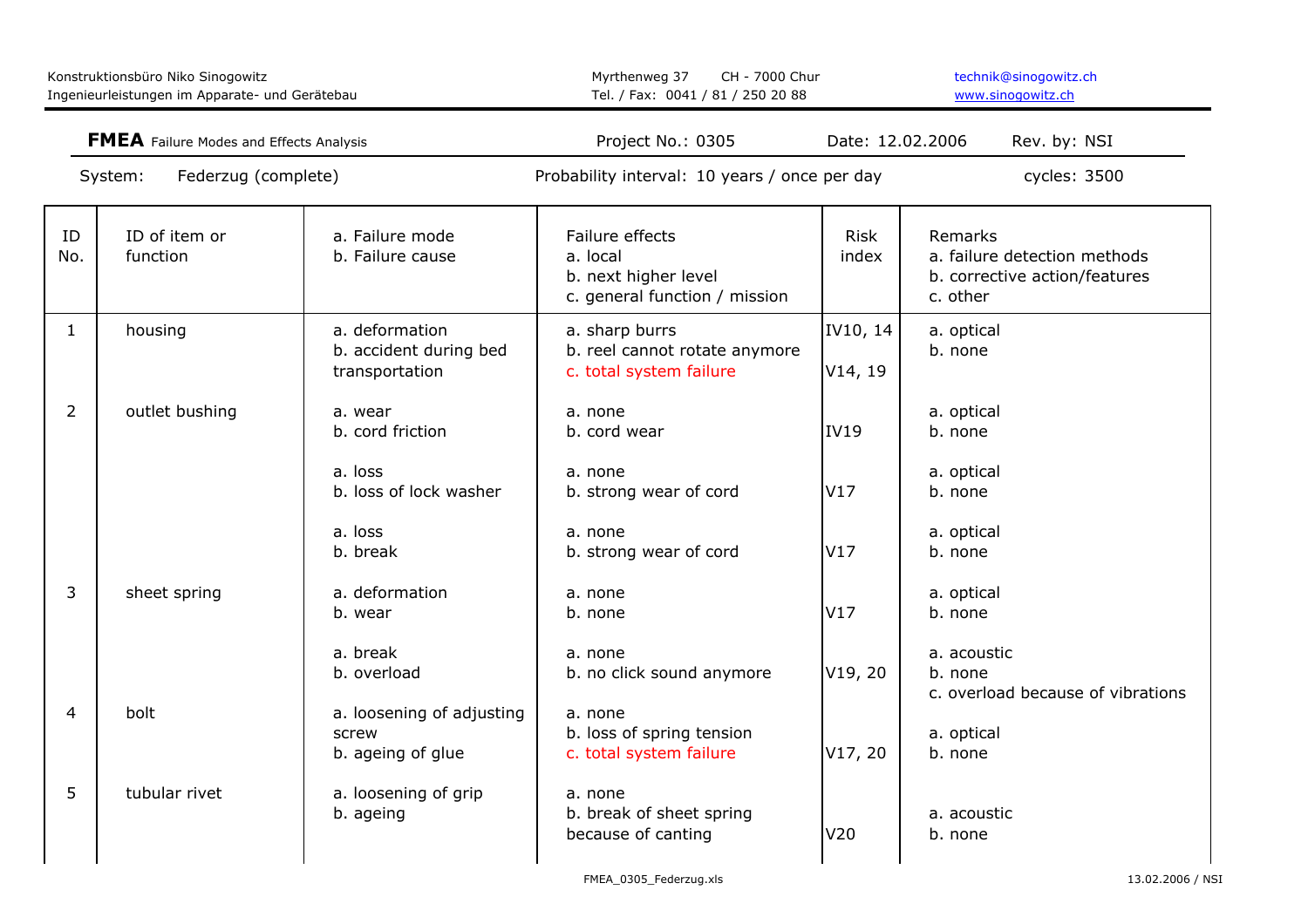Konstruktionsbüro Niko Sinogowitz
Ingenieurleistungen im Apparate- und Gerätebau

Myrthenweg 37 CH - 7000 Chur
Tel. / Fax: 0041 / 81 / 250 20 88

technik@sinogowitz.ch
www.sinogowitz.ch

**FMEA** Failure Modes and Effects Analysis | Project No.: 0305 | Date: 12.02.2006 | Rev. by: NSI

System: Federzug (complete) | Probability interval: 10 years / once per day | cycles: 3500

| ID No. | ID of item or function | a. Failure mode<br>b. Failure cause | Failure effects<br>a. local<br>b. next higher level<br>c. general function / mission | Risk index | Remarks<br>a. failure detection methods<br>b. corrective action/features<br>c. other |
|---|---|---|---|---|---|
| 1 | housing | a. deformation<br>b. accident during bed transportation | a. sharp burrs<br>b. reel cannot rotate anymore<br>c. total system failure | IV10, 14<br>V14, 19 | a. optical<br>b. none |
| 2 | outlet bushing | a. wear<br>b. cord friction | a. none<br>b. cord wear | IV19 | a. optical<br>b. none |
| | | a. loss<br>b. loss of lock washer | a. none<br>b. strong wear of cord | V17 | a. optical<br>b. none |
| | | a. loss<br>b. break | a. none<br>b. strong wear of cord | V17 | a. optical<br>b. none |
| 3 | sheet spring | a. deformation<br>b. wear | a. none<br>b. none | V17 | a. optical<br>b. none |
| | | a. break<br>b. overload | a. none<br>b. no click sound anymore | V19, 20 | a. acoustic<br>b. none<br>c. overload because of vibrations |
| 4 | bolt | a. loosening of adjusting screw<br>b. ageing of glue | a. none<br>b. loss of spring tension<br>c. total system failure | V17, 20 | a. optical<br>b. none |
| 5 | tubular rivet | a. loosening of grip<br>b. ageing | a. none<br>b. break of sheet spring because of canting | V20 | a. acoustic<br>b. none |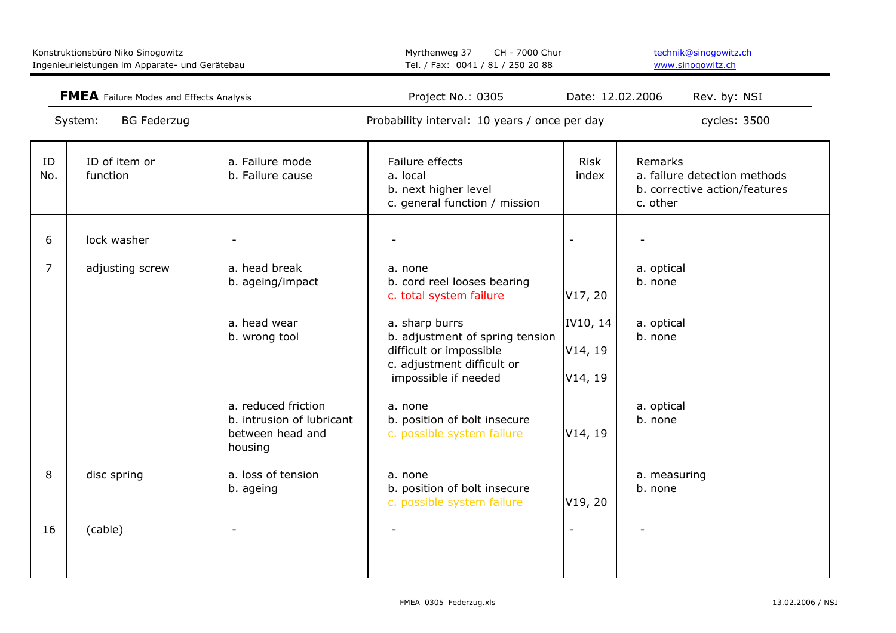**FMEA** Failure Modes and Effects Analysis | Project No.: 0305 | Date: 12.02.2006 | Rev. by: NSI

System: BG Federzug | Probability interval: 10 years / once per day | cycles: 3500

| ID No. | ID of item or function | a. Failure mode<br>b. Failure cause | Failure effects<br>a. local<br>b. next higher level<br>c. general function / mission | Risk index | Remarks<br>a. failure detection methods<br>b. corrective action/features<br>c. other |
|---|---|---|---|---|---|
| 6 | lock washer | - | - | - | - |
| 7 | adjusting screw | a. head break<br>b. ageing/impact | a. none<br>b. cord reel looses bearing<br>c. total system failure | V17, 20 | a. optical<br>b. none |
| | | a. head wear<br>b. wrong tool | a. sharp burrs<br>b. adjustment of spring tension difficult or impossible<br>c. adjustment difficult or impossible if needed | IV10, 14<br>V14, 19<br>V14, 19 | a. optical<br>b. none |
| | | a. reduced friction<br>b. intrusion of lubricant between head and housing | a. none<br>b. position of bolt insecure<br>c. possible system failure | V14, 19 | a. optical<br>b. none |
| 8 | disc spring | a. loss of tension<br>b. ageing | a. none<br>b. position of bolt insecure<br>c. possible system failure | V19, 20 | a. measuring<br>b. none |
| 16 | (cable) | - | - | - | - |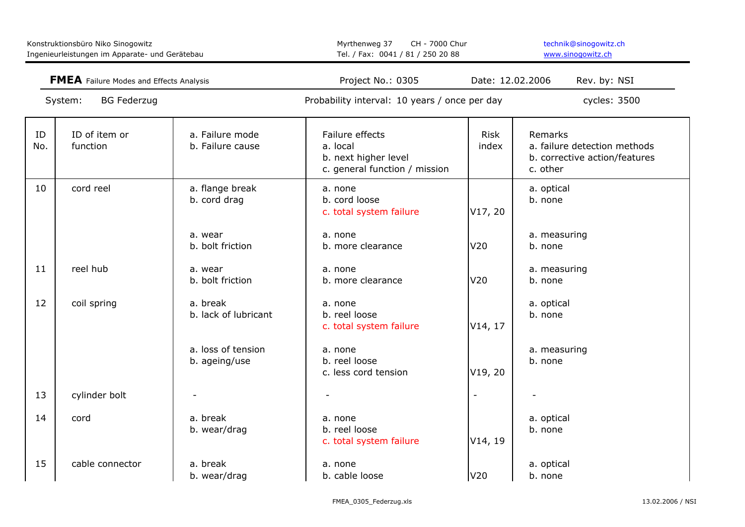**FMEA** Failure Modes and Effects Analysis | Project No.: 0305 | Date: 12.02.2006 | Rev. by: NSI

System: BG Federzug | Probability interval: 10 years / once per day | cycles: 3500

| ID No. | ID of item or function | a. Failure mode<br>b. Failure cause | Failure effects<br>a. local<br>b. next higher level<br>c. general function / mission | Risk index | Remarks<br>a. failure detection methods<br>b. corrective action/features<br>c. other |
|---|---|---|---|---|---|
| 10 | cord reel | a. flange break<br>b. cord drag | a. none<br>b. cord loose<br>c. total system failure | V17, 20 | a. optical<br>b. none |
| | | a. wear<br>b. bolt friction | a. none<br>b. more clearance | V20 | a. measuring<br>b. none |
| 11 | reel hub | a. wear<br>b. bolt friction | a. none<br>b. more clearance | V20 | a. measuring<br>b. none |
| 12 | coil spring | a. break<br>b. lack of lubricant | a. none<br>b. reel loose<br>c. total system failure | V14, 17 | a. optical<br>b. none |
| | | a. loss of tension<br>b. ageing/use | a. none<br>b. reel loose<br>c. less cord tension | V19, 20 | a. measuring<br>b. none |
| 13 | cylinder bolt | - | - | - | - |
| 14 | cord | a. break<br>b. wear/drag | a. none<br>b. reel loose<br>c. total system failure | V14, 19 | a. optical<br>b. none |
| 15 | cable connector | a. break<br>b. wear/drag | a. none<br>b. cable loose | V20 | a. optical<br>b. none |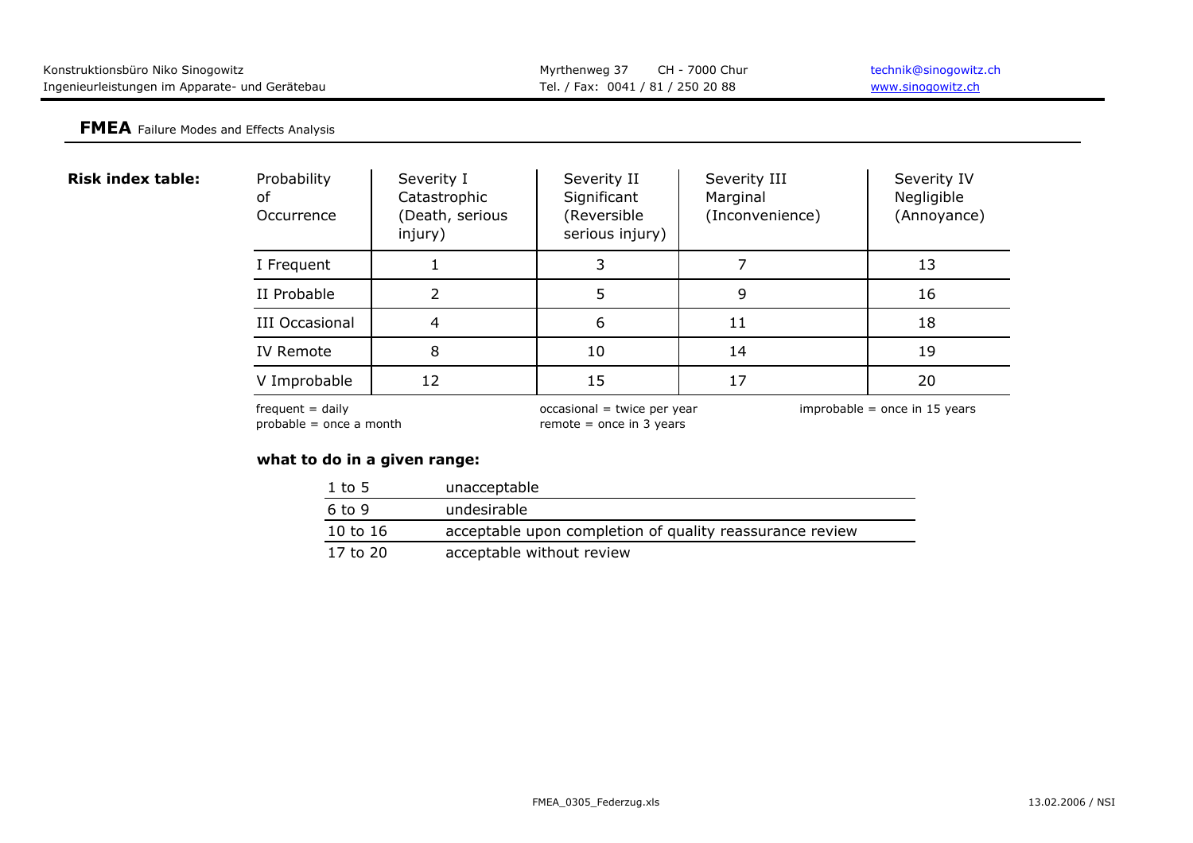## FMEA Failure Modes and Effects Analysis

**Risk index table:**

| Probability of Occurrence | Severity I Catastrophic (Death, serious injury) | Severity II Significant (Reversible serious injury) | Severity III Marginal (Inconvenience) | Severity IV Negligible (Annoyance) |
|---|---|---|---|---|
| I Frequent | 1 | 3 | 7 | 13 |
| II Probable | 2 | 5 | 9 | 16 |
| III Occasional | 4 | 6 | 11 | 18 |
| IV Remote | 8 | 10 | 14 | 19 |
| V Improbable | 12 | 15 | 17 | 20 |

frequent = daily
probable = once a month
occasional = twice per year
remote = once in 3 years
improbable = once in 15 years

**what to do in a given range:**

| | |
|---|---|
| 1 to 5 | unacceptable |
| 6 to 9 | undesirable |
| 10 to 16 | acceptable upon completion of quality reassurance review |
| 17 to 20 | acceptable without review |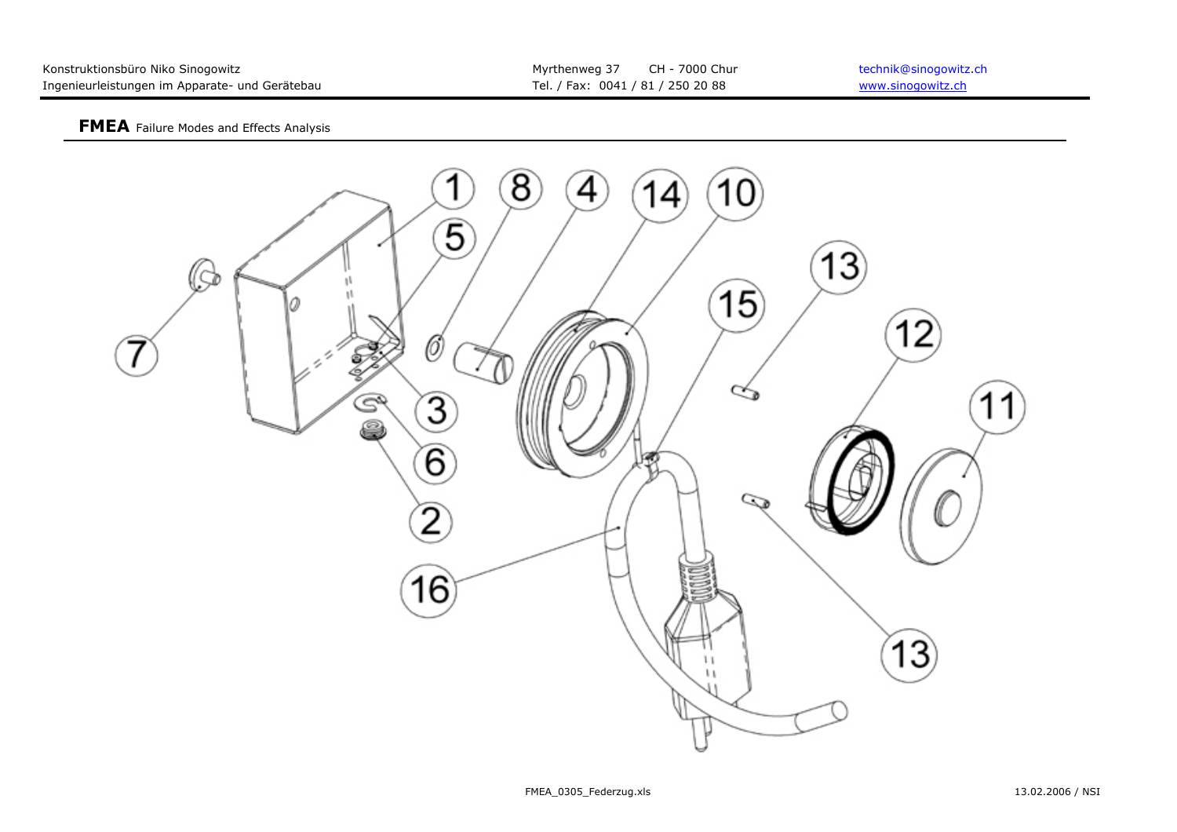**FMEA** Failure Modes and Effects Analysis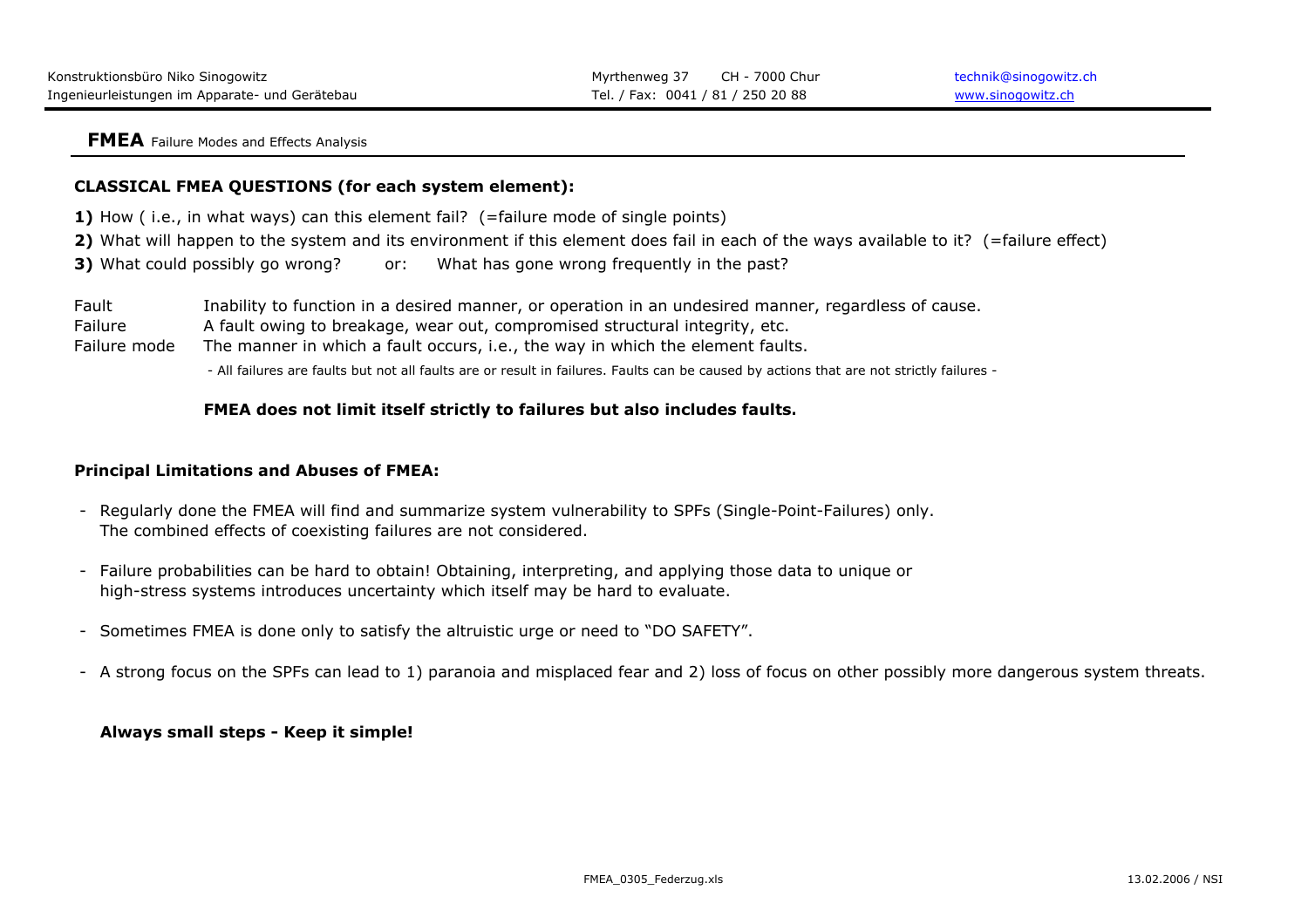# **FMEA** Failure Modes and Effects Analysis

**CLASSICAL FMEA QUESTIONS (for each system element):**

**1)** How ( i.e., in what ways) can this element fail? (=failure mode of single points)

**2)** What will happen to the system and its environment if this element does fail in each of the ways available to it? (=failure effect)

**3)** What could possibly go wrong? or: What has gone wrong frequently in the past?

| | |
|---|---|
| Fault | Inability to function in a desired manner, or operation in an undesired manner, regardless of cause. |
| Failure | A fault owing to breakage, wear out, compromised structural integrity, etc. |
| Failure mode | The manner in which a fault occurs, i.e., the way in which the element faults. |

- All failures are faults but not all faults are or result in failures. Faults can be caused by actions that are not strictly failures -

**FMEA does not limit itself strictly to failures but also includes faults.**

**Principal Limitations and Abuses of FMEA:**

- Regularly done the FMEA will find and summarize system vulnerability to SPFs (Single-Point-Failures) only. The combined effects of coexisting failures are not considered.
- Failure probabilities can be hard to obtain! Obtaining, interpreting, and applying those data to unique or high-stress systems introduces uncertainty which itself may be hard to evaluate.
- Sometimes FMEA is done only to satisfy the altruistic urge or need to "DO SAFETY".
- A strong focus on the SPFs can lead to 1) paranoia and misplaced fear and 2) loss of focus on other possibly more dangerous system threats.

**Always small steps - Keep it simple!**